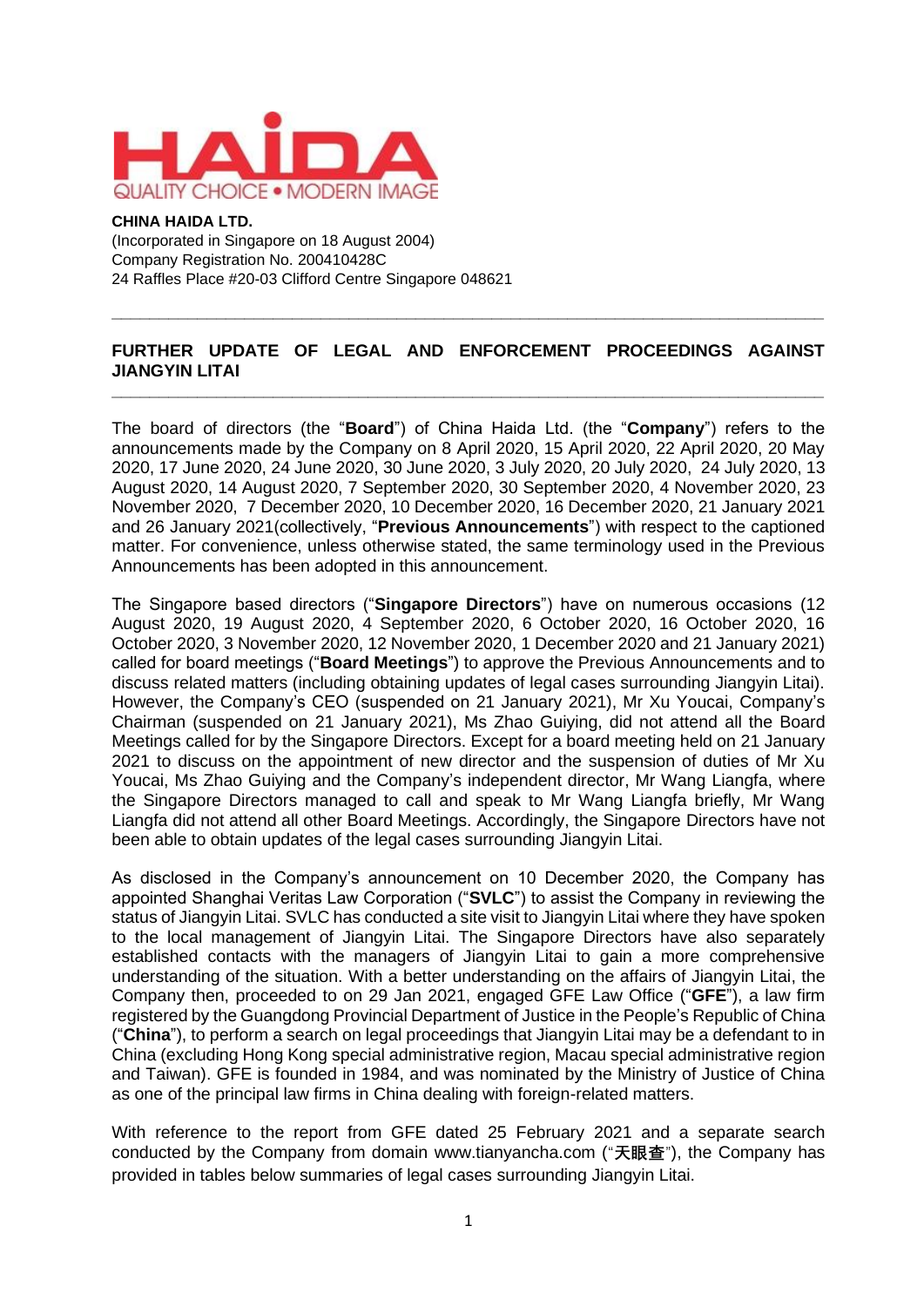**CHINA HAIDA LTD.**
(Incorporated in Singapore on 18 August 2004)
Company Registration No. 200410428C
24 Raffles Place #20-03 Clifford Centre Singapore 048621

---

## FURTHER UPDATE OF LEGAL AND ENFORCEMENT PROCEEDINGS AGAINST JIANGYIN LITAI

---

The board of directors (the "**Board**") of China Haida Ltd. (the "**Company**") refers to the announcements made by the Company on 8 April 2020, 15 April 2020, 22 April 2020, 20 May 2020, 17 June 2020, 24 June 2020, 30 June 2020, 3 July 2020, 20 July 2020, 24 July 2020, 13 August 2020, 14 August 2020, 7 September 2020, 30 September 2020, 4 November 2020, 23 November 2020, 7 December 2020, 10 December 2020, 16 December 2020, 21 January 2021 and 26 January 2021(collectively, "**Previous Announcements**") with respect to the captioned matter. For convenience, unless otherwise stated, the same terminology used in the Previous Announcements has been adopted in this announcement.

The Singapore based directors ("**Singapore Directors**") have on numerous occasions (12 August 2020, 19 August 2020, 4 September 2020, 6 October 2020, 16 October 2020, 16 October 2020, 3 November 2020, 12 November 2020, 1 December 2020 and 21 January 2021) called for board meetings ("**Board Meetings**") to approve the Previous Announcements and to discuss related matters (including obtaining updates of legal cases surrounding Jiangyin Litai). However, the Company's CEO (suspended on 21 January 2021), Mr Xu Youcai, Company's Chairman (suspended on 21 January 2021), Ms Zhao Guiying, did not attend all the Board Meetings called for by the Singapore Directors. Except for a board meeting held on 21 January 2021 to discuss on the appointment of new director and the suspension of duties of Mr Xu Youcai, Ms Zhao Guiying and the Company's independent director, Mr Wang Liangfa, where the Singapore Directors managed to call and speak to Mr Wang Liangfa briefly, Mr Wang Liangfa did not attend all other Board Meetings. Accordingly, the Singapore Directors have not been able to obtain updates of the legal cases surrounding Jiangyin Litai.

As disclosed in the Company's announcement on 10 December 2020, the Company has appointed Shanghai Veritas Law Corporation ("**SVLC**") to assist the Company in reviewing the status of Jiangyin Litai. SVLC has conducted a site visit to Jiangyin Litai where they have spoken to the local management of Jiangyin Litai. The Singapore Directors have also separately established contacts with the managers of Jiangyin Litai to gain a more comprehensive understanding of the situation. With a better understanding on the affairs of Jiangyin Litai, the Company then, proceeded to on 29 Jan 2021, engaged GFE Law Office ("**GFE**"), a law firm registered by the Guangdong Provincial Department of Justice in the People's Republic of China ("**China**"), to perform a search on legal proceedings that Jiangyin Litai may be a defendant to in China (excluding Hong Kong special administrative region, Macau special administrative region and Taiwan). GFE is founded in 1984, and was nominated by the Ministry of Justice of China as one of the principal law firms in China dealing with foreign-related matters.

With reference to the report from GFE dated 25 February 2021 and a separate search conducted by the Company from domain www.tianyancha.com ("天眼查"), the Company has provided in tables below summaries of legal cases surrounding Jiangyin Litai.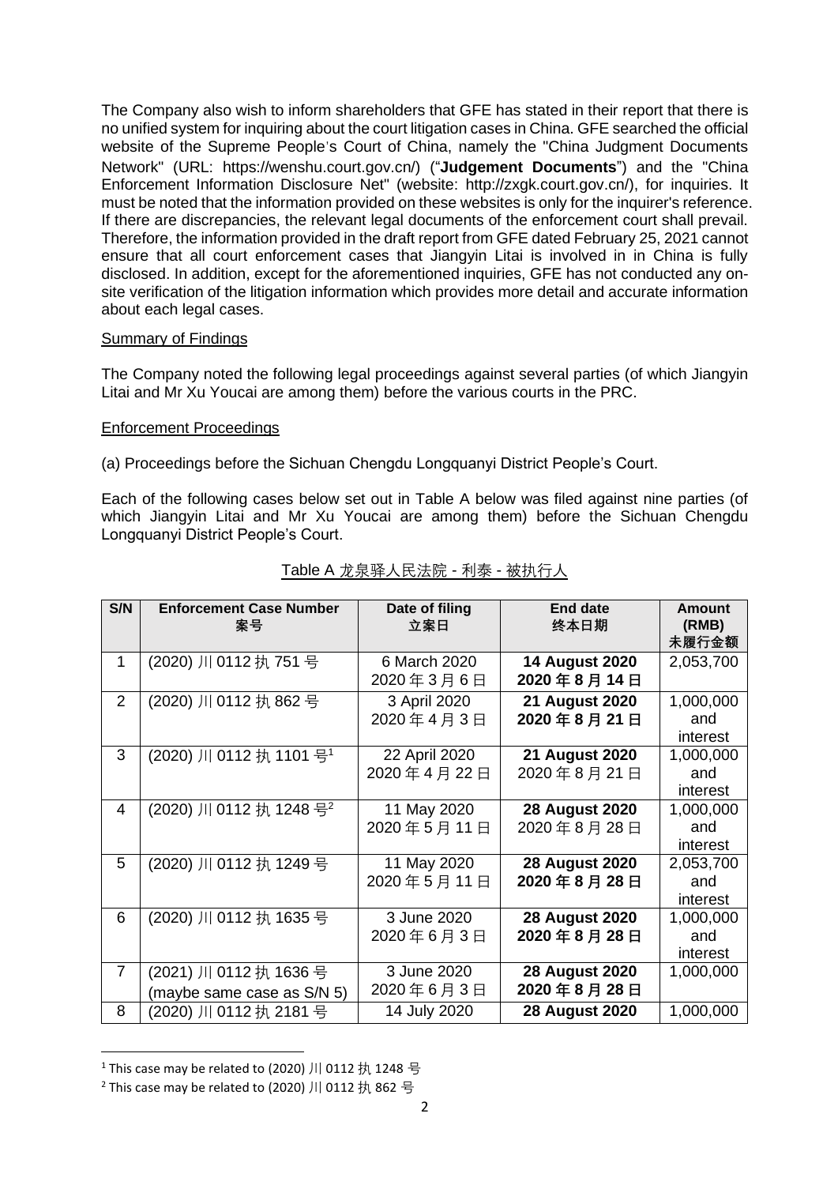The Company also wish to inform shareholders that GFE has stated in their report that there is no unified system for inquiring about the court litigation cases in China. GFE searched the official website of the Supreme People's Court of China, namely the "China Judgment Documents Network" (URL: https://wenshu.court.gov.cn/) ("**Judgement Documents**") and the "China Enforcement Information Disclosure Net" (website: http://zxgk.court.gov.cn/), for inquiries. It must be noted that the information provided on these websites is only for the inquirer's reference. If there are discrepancies, the relevant legal documents of the enforcement court shall prevail. Therefore, the information provided in the draft report from GFE dated February 25, 2021 cannot ensure that all court enforcement cases that Jiangyin Litai is involved in in China is fully disclosed. In addition, except for the aforementioned inquiries, GFE has not conducted any on-site verification of the litigation information which provides more detail and accurate information about each legal cases.

Summary of Findings

The Company noted the following legal proceedings against several parties (of which Jiangyin Litai and Mr Xu Youcai are among them) before the various courts in the PRC.

Enforcement Proceedings

(a) Proceedings before the Sichuan Chengdu Longquanyi District People's Court.

Each of the following cases below set out in Table A below was filed against nine parties (of which Jiangyin Litai and Mr Xu Youcai are among them) before the Sichuan Chengdu Longquanyi District People's Court.

Table A 龙泉驿人民法院 - 利泰 - 被执行人

| S/N | Enforcement Case Number<br>案号 | Date of filing<br>立案日 | End date<br>终本日期 | Amount (RMB)<br>未履行金额 |
|---|---|---|---|---|
| 1 | (2020) 川 0112 执 751 号 | 6 March 2020<br>2020 年 3 月 6 日 | **14 August 2020**<br>**2020 年 8 月 14 日** | 2,053,700 |
| 2 | (2020) 川 0112 执 862 号 | 3 April 2020<br>2020 年 4 月 3 日 | **21 August 2020**<br>**2020 年 8 月 21 日** | 1,000,000 and interest |
| 3 | (2020) 川 0112 执 1101 号[1] | 22 April 2020<br>2020 年 4 月 22 日 | **21 August 2020**<br>2020 年 8 月 21 日 | 1,000,000 and interest |
| 4 | (2020) 川 0112 执 1248 号[2] | 11 May 2020<br>2020 年 5 月 11 日 | **28 August 2020**<br>2020 年 8 月 28 日 | 1,000,000 and interest |
| 5 | (2020) 川 0112 执 1249 号 | 11 May 2020<br>2020 年 5 月 11 日 | **28 August 2020**<br>**2020 年 8 月 28 日** | 2,053,700 and interest |
| 6 | (2020) 川 0112 执 1635 号 | 3 June 2020<br>2020 年 6 月 3 日 | **28 August 2020**<br>**2020 年 8 月 28 日** | 1,000,000 and interest |
| 7 | (2021) 川 0112 执 1636 号<br>(maybe same case as S/N 5) | 3 June 2020<br>2020 年 6 月 3 日 | **28 August 2020**<br>**2020 年 8 月 28 日** | 1,000,000 |
| 8 | (2020) 川 0112 执 2181 号 | 14 July 2020 | **28 August 2020** | 1,000,000 |

[1] This case may be related to (2020) 川 0112 执 1248 号

[2] This case may be related to (2020) 川 0112 执 862 号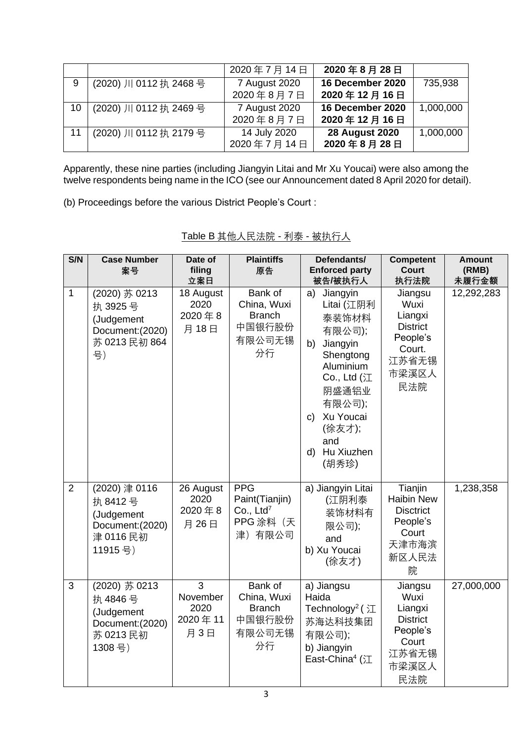| | | 2020 年 7 月 14 日 | **2020 年 8 月 28 日** | |
|---|---|---|---|---|
| 9 | (2020) 川 0112 执 2468 号 | 7 August 2020<br>2020 年 8 月 7 日 | **16 December 2020**<br>**2020 年 12 月 16 日** | 735,938 |
| 10 | (2020) 川 0112 执 2469 号 | 7 August 2020<br>2020 年 8 月 7 日 | **16 December 2020**<br>**2020 年 12 月 16 日** | 1,000,000 |
| 11 | (2020) 川 0112 执 2179 号 | 14 July 2020<br>2020 年 7 月 14 日 | **28 August 2020**<br>**2020 年 8 月 28 日** | 1,000,000 |

Apparently, these nine parties (including Jiangyin Litai and Mr Xu Youcai) were also among the twelve respondents being name in the ICO (see our Announcement dated 8 April 2020 for detail).

(b) Proceedings before the various District People's Court :

Table B 其他人民法院 - 利泰 - 被执行人

| S/N | Case Number<br>案号 | Date of filing<br>立案日 | Plaintiffs<br>原告 | Defendants/ Enforced party<br>被告/被执行人 | Competent Court<br>执行法院 | Amount (RMB)<br>未履行金额 |
|---|---|---|---|---|---|---|
| 1 | (2020) 苏 0213 执 3925 号 (Judgement Document:(2020) 苏 0213 民初 864 号) | 18 August 2020<br>2020 年 8 月 18 日 | Bank of China, Wuxi Branch<br>中国银行股份有限公司无锡分行 | a) Jiangyin Litai (江阴利泰装饰材料有限公司);<br>b) Jiangyin Shengtong Aluminium Co., Ltd (江阴盛通铝业有限公司);<br>c) Xu Youcai (徐友才); and<br>d) Hu Xiuzhen (胡秀珍) | Jiangsu Wuxi Liangxi District People's Court.<br>江苏省无锡市梁溪区人民法院 | 12,292,283 |
| 2 | (2020) 津 0116 执 8412 号 (Judgement Document:(2020) 津 0116 民初 11915 号) | 26 August 2020<br>2020 年 8 月 26 日 | PPG Paint(Tianjin) Co., Ltd[7]<br>PPG 涂料（天津）有限公司 | a) Jiangyin Litai (江阴利泰装饰材料有限公司); and<br>b) Xu Youcai (徐友才) | Tianjin Haibin New Disctrict People's Court<br>天津市海滨新区人民法院 | 1,238,358 |
| 3 | (2020) 苏 0213 执 4846 号 (Judgement Document:(2020) 苏 0213 民初 1308 号) | 3 November 2020<br>2020 年 11 月 3 日 | Bank of China, Wuxi Branch<br>中国银行股份有限公司无锡分行 | a) Jiangsu Haida Technology[2] (江苏海达科技集团有限公司);<br>b) Jiangyin East-China[4] (江 | Jiangsu Wuxi Liangxi District People's Court<br>江苏省无锡市梁溪区人民法院 | 27,000,000 |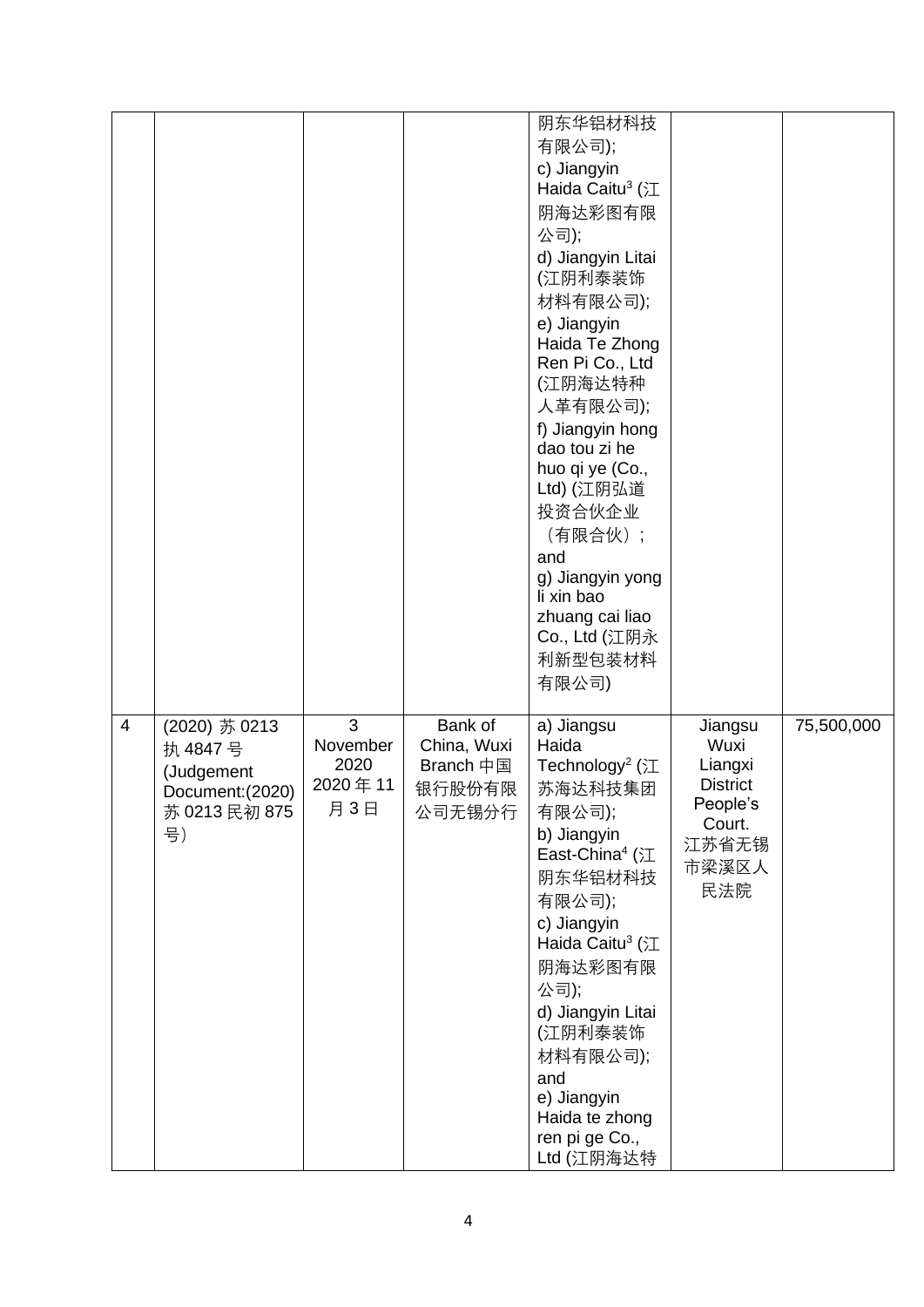| | | | | 阴东华铝材科技有限公司);<br>c) Jiangyin Haida Caitu[3] (江阴海达彩图有限公司);<br>d) Jiangyin Litai (江阴利泰装饰材料有限公司);<br>e) Jiangyin Haida Te Zhong Ren Pi Co., Ltd (江阴海达特种人革有限公司);<br>f) Jiangyin hong dao tou zi he huo qi ye (Co., Ltd) (江阴弘道投资合伙企业（有限合伙）;<br>and<br>g) Jiangyin yong li xin bao zhuang cai liao Co., Ltd (江阴永利新型包装材料有限公司) | | |
|---|---|---|---|---|---|---|
| 4 | (2020) 苏 0213 执 4847 号 (Judgement Document:(2020) 苏 0213 民初 875 号) | 3 November 2020 2020 年 11 月 3 日 | Bank of China, Wuxi Branch 中国银行股份有限公司无锡分行 | a) Jiangsu Haida Technology[2] (江苏海达科技集团有限公司);<br>b) Jiangyin East-China[4] (江阴东华铝材科技有限公司);<br>c) Jiangyin Haida Caitu[3] (江阴海达彩图有限公司);<br>d) Jiangyin Litai (江阴利泰装饰材料有限公司);<br>and<br>e) Jiangyin Haida te zhong ren pi ge Co., Ltd (江阴海达特 | Jiangsu Wuxi Liangxi District People's Court. 江苏省无锡市梁溪区人民法院 | 75,500,000 |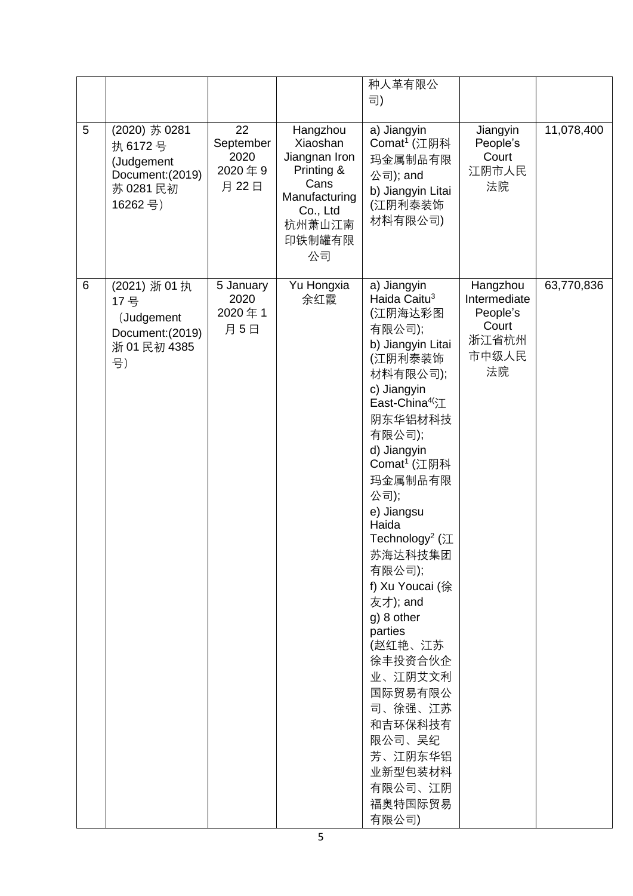| | | | | 种人革有限公司) | | |
|---|---|---|---|---|---|---|
| 5 | (2020) 苏 0281 执 6172 号 (Judgement Document:(2019) 苏 0281 民初 16262 号) | 22 September 2020 2020 年 9 月 22 日 | Hangzhou Xiaoshan Jiangnan Iron Printing & Cans Manufacturing Co., Ltd 杭州萧山江南印铁制罐有限公司 | a) Jiangyin Comat[1] (江阴科玛金属制品有限公司); and b) Jiangyin Litai (江阴利泰装饰材料有限公司) | Jiangyin People's Court 江阴市人民法院 | 11,078,400 |
| 6 | (2021) 浙 01 执 17 号 （Judgement Document:(2019) 浙 01 民初 4385 号） | 5 January 2020 2020 年 1 月 5 日 | Yu Hongxia 余红霞 | a) Jiangyin Haida Caitu[3] (江阴海达彩图有限公司); b) Jiangyin Litai (江阴利泰装饰材料有限公司); c) Jiangyin East-China[4](江阴东华铝材科技有限公司); d) Jiangyin Comat[1] (江阴科玛金属制品有限公司); e) Jiangsu Haida Technology[2] (江苏海达科技集团有限公司); f) Xu Youcai (徐友才); and g) 8 other parties (赵红艳、江苏徐丰投资合伙企业、江阴艾文利国际贸易有限公司、徐强、江苏和吉环保科技有限公司、吴纪芳、江阴东华铝业新型包装材料有限公司、江阴福奥特国际贸易有限公司) | Hangzhou Intermediate People's Court 浙江省杭州市中级人民法院 | 63,770,836 |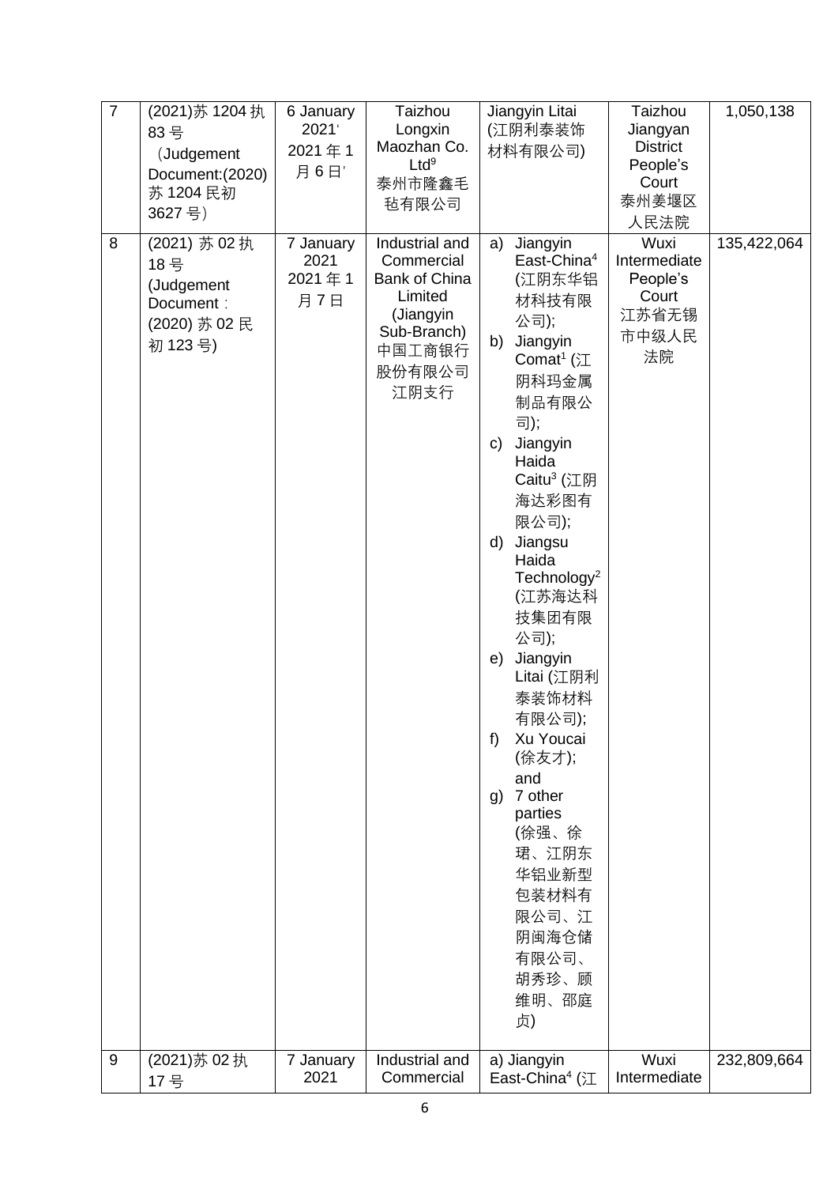| 7 | (2021)苏 1204 执 83 号 （Judgement Document:(2020) 苏 1204 民初 3627 号） | 6 January 2021' 2021 年 1 月 6 日' | Taizhou Longxin Maozhan Co. Ltd[9] 泰州市隆鑫毛毡有限公司 | Jiangyin Litai (江阴利泰装饰材料有限公司) | Taizhou Jiangyan District People's Court 泰州姜堰区人民法院 | 1,050,138 |
|---|---|---|---|---|---|---|
| 8 | (2021) 苏 02 执 18 号 (Judgement Document : (2020) 苏 02 民初 123 号) | 7 January 2021 2021 年 1 月 7 日 | Industrial and Commercial Bank of China Limited (Jiangyin Sub-Branch) 中国工商银行股份有限公司江阴支行 | a) Jiangyin East-China[4] (江阴东华铝材科技有限公司); b) Jiangyin Comat[1] (江阴科玛金属制品有限公司); c) Jiangyin Haida Caitu[3] (江阴海达彩图有限公司); d) Jiangsu Haida Technology[2] (江苏海达科技集团有限公司); e) Jiangyin Litai (江阴利泰装饰材料有限公司); f) Xu Youcai (徐友才); and g) 7 other parties (徐强、徐珺、江阴东华铝业新型包装材料有限公司、江阴闽海仓储有限公司、胡秀珍、顾维明、邵庭贞) | Wuxi Intermediate People's Court 江苏省无锡市中级人民法院 | 135,422,064 |
| 9 | (2021)苏 02 执 17 号 | 7 January 2021 | Industrial and Commercial | a) Jiangyin East-China[4] (江 | Wuxi Intermediate | 232,809,664 |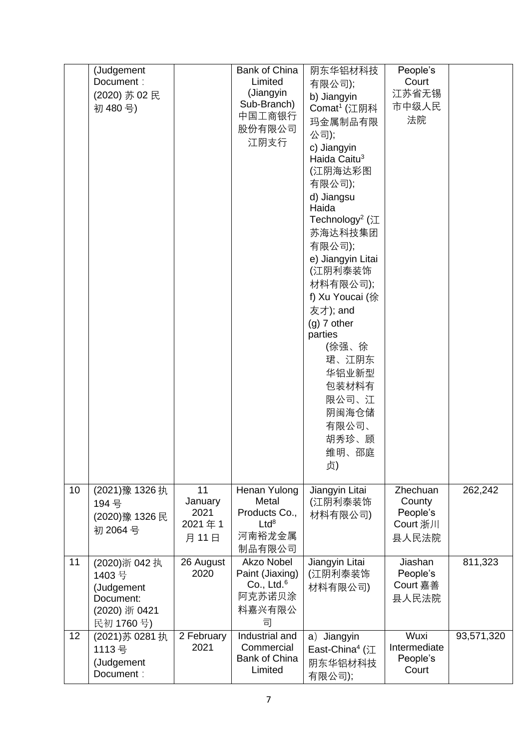| | | | | | | |
|---|---|---|---|---|---|---|
| | (Judgement Document：(2020) 苏 02 民初 480 号) | | Bank of China Limited (Jiangyin Sub-Branch) 中国工商银行股份有限公司江阴支行 | 阴东华铝材科技有限公司); b) Jiangyin Comat[1] (江阴科玛金属制品有限公司); c) Jiangyin Haida Caitu[3] (江阴海达彩图有限公司); d) Jiangsu Haida Technology[2] (江苏海达科技集团有限公司); e) Jiangyin Litai (江阴利泰装饰材料有限公司); f) Xu Youcai (徐友才); and (g) 7 other parties (徐强、徐珺、江阴东华铝业新型包装材料有限公司、江阴闽海仓储有限公司、胡秀珍、顾维明、邵庭贞) | People's Court 江苏省无锡市中级人民法院 | |
| 10 | (2021)豫 1326 执 194 号 (2020)豫 1326 民初 2064 号 | 11 January 2021 2021 年 1 月 11 日 | Henan Yulong Metal Products Co., Ltd[8] 河南裕龙金属制品有限公司 | Jiangyin Litai (江阴利泰装饰材料有限公司) | Zhechuan County People's Court 浙川县人民法院 | 262,242 |
| 11 | (2020)浙 042 执 1403 号 (Judgement Document: (2020) 浙 0421 民初 1760 号) | 26 August 2020 | Akzo Nobel Paint (Jiaxing) Co., Ltd.[6] 阿克苏诺贝涂料嘉兴有限公司 | Jiangyin Litai (江阴利泰装饰材料有限公司) | Jiashan People's Court 嘉善县人民法院 | 811,323 |
| 12 | (2021)苏 0281 执 1113 号 (Judgement Document： | 2 February 2021 | Industrial and Commercial Bank of China Limited | a) Jiangyin East-China[4] (江阴东华铝材科技有限公司); | Wuxi Intermediate People's Court | 93,571,320 |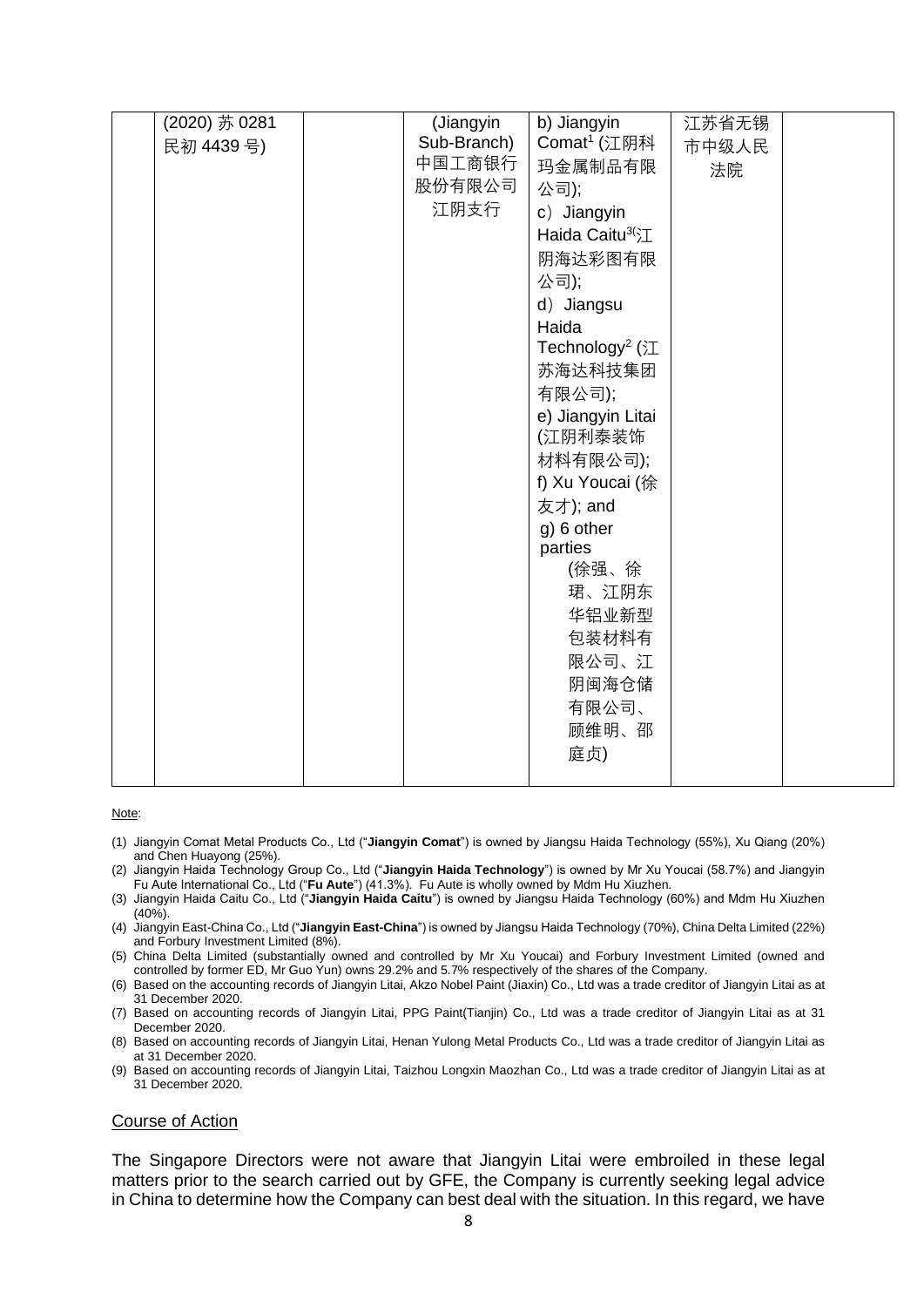| | | | | | | |
|---|---|---|---|---|---|---|
| | (2020) 苏 0281 民初 4439 号) | | (Jiangyin Sub-Branch) 中国工商银行股份有限公司江阴支行 | b) Jiangyin Comat[1] (江阴科玛金属制品有限公司); c) Jiangyin Haida Caitu[3](江阴海达彩图有限公司); d) Jiangsu Haida Technology[2] (江苏海达科技集团有限公司); e) Jiangyin Litai (江阴利泰装饰材料有限公司); f) Xu Youcai (徐友才); and g) 6 other parties (徐强、徐珺、江阴东华铝业新型包装材料有限公司、江阴闽海仓储有限公司、顾维明、邵庭贞) | 江苏省无锡市中级人民法院 | |

Note:

(1) Jiangyin Comat Metal Products Co., Ltd ("**Jiangyin Comat**") is owned by Jiangsu Haida Technology (55%), Xu Qiang (20%) and Chen Huayong (25%).

(2) Jiangyin Haida Technology Group Co., Ltd ("**Jiangyin Haida Technology**") is owned by Mr Xu Youcai (58.7%) and Jiangyin Fu Aute International Co., Ltd ("**Fu Aute**") (41.3%). Fu Aute is wholly owned by Mdm Hu Xiuzhen.

(3) Jiangyin Haida Caitu Co., Ltd ("**Jiangyin Haida Caitu**") is owned by Jiangsu Haida Technology (60%) and Mdm Hu Xiuzhen (40%).

(4) Jiangyin East-China Co., Ltd ("**Jiangyin East-China**") is owned by Jiangsu Haida Technology (70%), China Delta Limited (22%) and Forbury Investment Limited (8%).

(5) China Delta Limited (substantially owned and controlled by Mr Xu Youcai) and Forbury Investment Limited (owned and controlled by former ED, Mr Guo Yun) owns 29.2% and 5.7% respectively of the shares of the Company.

(6) Based on the accounting records of Jiangyin Litai, Akzo Nobel Paint (Jiaxin) Co., Ltd was a trade creditor of Jiangyin Litai as at 31 December 2020.

(7) Based on accounting records of Jiangyin Litai, PPG Paint(Tianjin) Co., Ltd was a trade creditor of Jiangyin Litai as at 31 December 2020.

(8) Based on accounting records of Jiangyin Litai, Henan Yulong Metal Products Co., Ltd was a trade creditor of Jiangyin Litai as at 31 December 2020.

(9) Based on accounting records of Jiangyin Litai, Taizhou Longxin Maozhan Co., Ltd was a trade creditor of Jiangyin Litai as at 31 December 2020.

## Course of Action

The Singapore Directors were not aware that Jiangyin Litai were embroiled in these legal matters prior to the search carried out by GFE, the Company is currently seeking legal advice in China to determine how the Company can best deal with the situation. In this regard, we have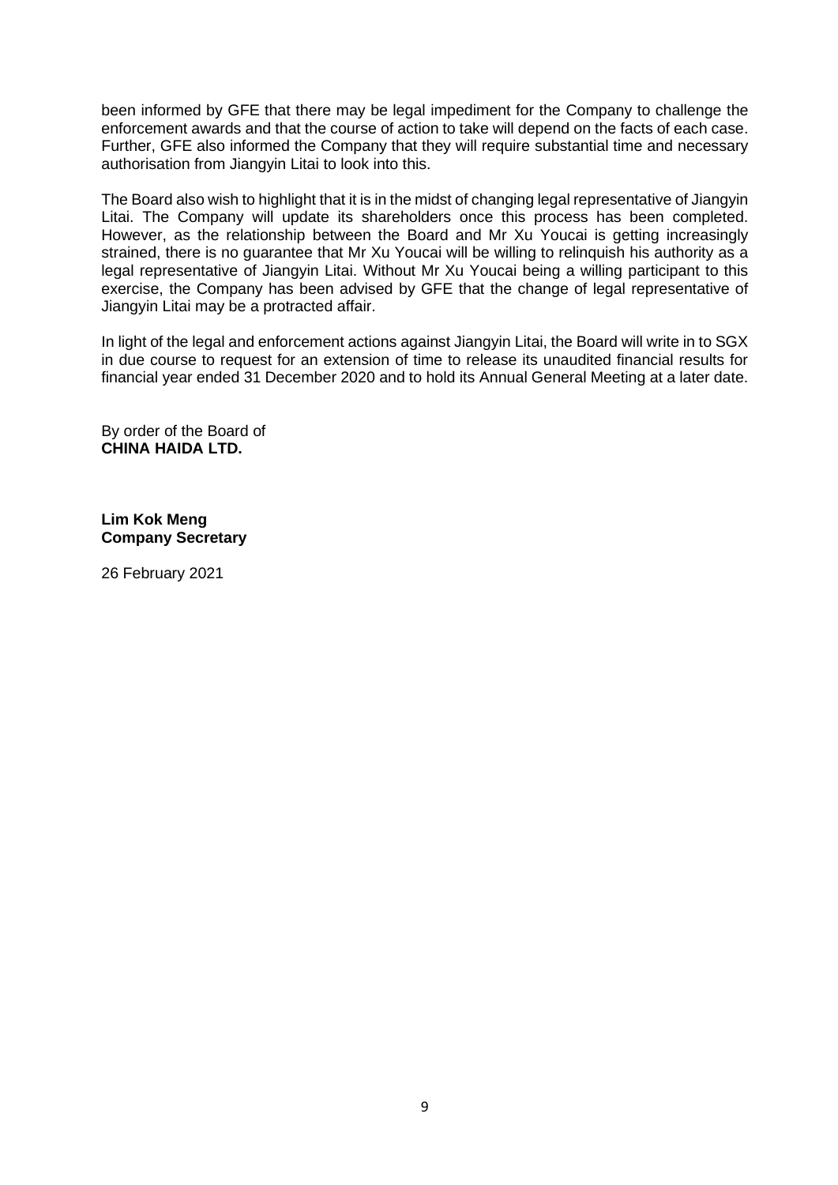been informed by GFE that there may be legal impediment for the Company to challenge the enforcement awards and that the course of action to take will depend on the facts of each case. Further, GFE also informed the Company that they will require substantial time and necessary authorisation from Jiangyin Litai to look into this.

The Board also wish to highlight that it is in the midst of changing legal representative of Jiangyin Litai. The Company will update its shareholders once this process has been completed. However, as the relationship between the Board and Mr Xu Youcai is getting increasingly strained, there is no guarantee that Mr Xu Youcai will be willing to relinquish his authority as a legal representative of Jiangyin Litai. Without Mr Xu Youcai being a willing participant to this exercise, the Company has been advised by GFE that the change of legal representative of Jiangyin Litai may be a protracted affair.

In light of the legal and enforcement actions against Jiangyin Litai, the Board will write in to SGX in due course to request for an extension of time to release its unaudited financial results for financial year ended 31 December 2020 and to hold its Annual General Meeting at a later date.

By order of the Board of
**CHINA HAIDA LTD.**

**Lim Kok Meng**
**Company Secretary**

26 February 2021